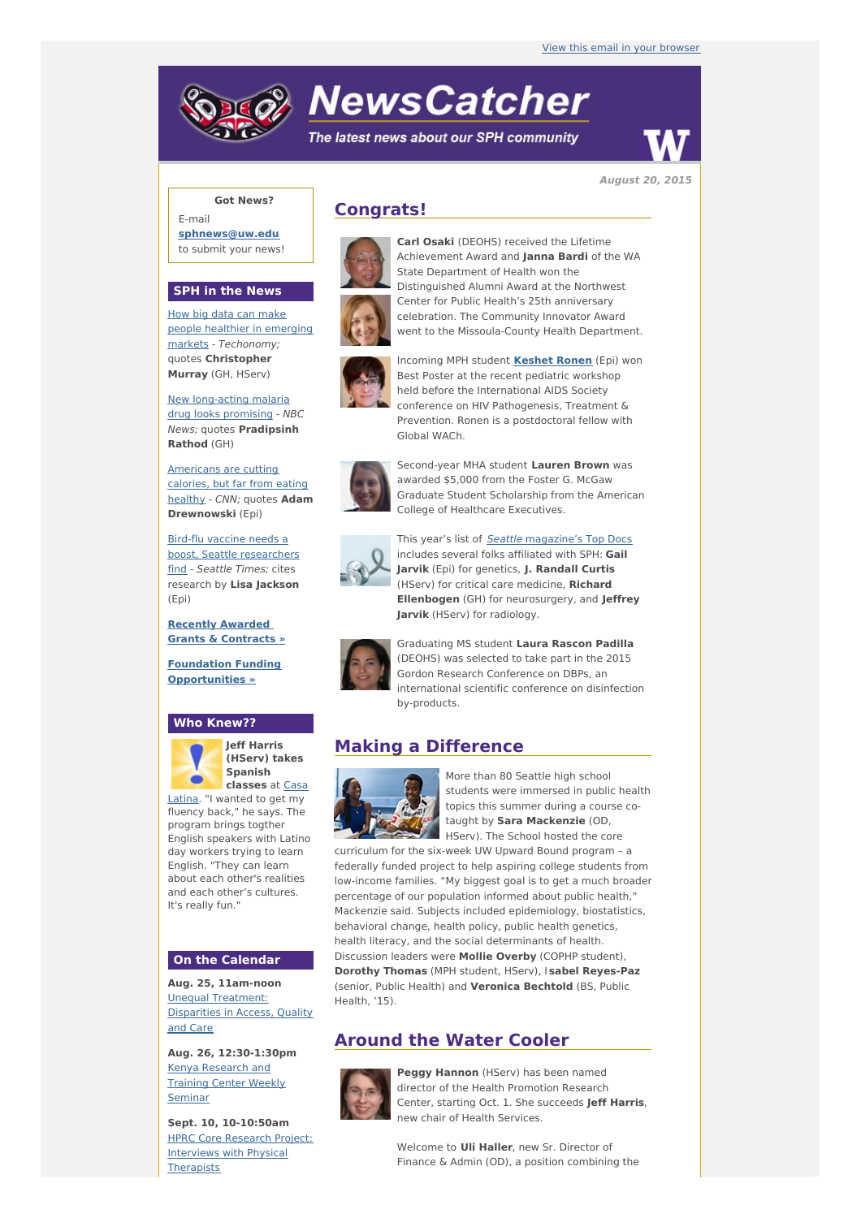View this email in your browser

# NewsCatcher

*The latest news about our SPH community*

*August 20, 2015*

**Got News?**

E-mail **sphnews@uw.edu** to submit your news!

## SPH in the News

How big data can make people healthier in emerging markets - *Techonomy;* quotes **Christopher Murray** (GH, HServ)

New long-acting malaria drug looks promising - *NBC News;* quotes **Pradipsinh Rathod** (GH)

Americans are cutting calories, but far from eating healthy - *CNN;* quotes **Adam Drewnowski** (Epi)

Bird-flu vaccine needs a boost, Seattle researchers find - *Seattle Times;* cites research by **Lisa Jackson** (Epi)

**Recently Awarded Grants & Contracts »**

**Foundation Funding Opportunities »**

## Who Knew??

**Jeff Harris (HServ) takes Spanish classes** at Casa Latina. "I wanted to get my fluency back," he says. The program brings togther English speakers with Latino day workers trying to learn English. "They can learn about each other's realities and each other's cultures. It's really fun."

## On the Calendar

**Aug. 25, 11am-noon**
Unequal Treatment: Disparities in Access, Quality and Care

**Aug. 26, 12:30-1:30pm**
Kenya Research and Training Center Weekly Seminar

**Sept. 10, 10-10:50am**
HPRC Core Research Project: Interviews with Physical Therapists

## Congrats!

**Carl Osaki** (DEOHS) received the Lifetime Achievement Award and **Janna Bardi** of the WA State Department of Health won the Distinguished Alumni Award at the Northwest Center for Public Health's 25th anniversary celebration. The Community Innovator Award went to the Missoula-County Health Department.

Incoming MPH student **Keshet Ronen** (Epi) won Best Poster at the recent pediatric workshop held before the International AIDS Society conference on HIV Pathogenesis, Treatment & Prevention. Ronen is a postdoctoral fellow with Global WACh.

Second-year MHA student **Lauren Brown** was awarded $5,000 from the Foster G. McGaw Graduate Student Scholarship from the American College of Healthcare Executives.

This year's list of *Seattle* magazine's Top Docs includes several folks affiliated with SPH: **Gail Jarvik** (Epi) for genetics, **J. Randall Curtis** (HServ) for critical care medicine, **Richard Ellenbogen** (GH) for neurosurgery, and **Jeffrey Jarvik** (HServ) for radiology.

Graduating MS student **Laura Rascon Padilla** (DEOHS) was selected to take part in the 2015 Gordon Research Conference on DBPs, an international scientific conference on disinfection by-products.

## Making a Difference

More than 80 Seattle high school students were immersed in public health topics this summer during a course co-taught by **Sara Mackenzie** (OD, HServ). The School hosted the core curriculum for the six-week UW Upward Bound program – a federally funded project to help aspiring college students from low-income families. "My biggest goal is to get a much broader percentage of our population informed about public health," Mackenzie said. Subjects included epidemiology, biostatistics, behavioral change, health policy, public health genetics, health literacy, and the social determinants of health. Discussion leaders were **Mollie Overby** (COPHP student), **Dorothy Thomas** (MPH student, HServ), **Isabel Reyes-Paz** (senior, Public Health) and **Veronica Bechtold** (BS, Public Health, '15).

## Around the Water Cooler

**Peggy Hannon** (HServ) has been named director of the Health Promotion Research Center, starting Oct. 1. She succeeds **Jeff Harris**, new chair of Health Services.

Welcome to **Uli Haller**, new Sr. Director of Finance & Admin (OD), a position combining the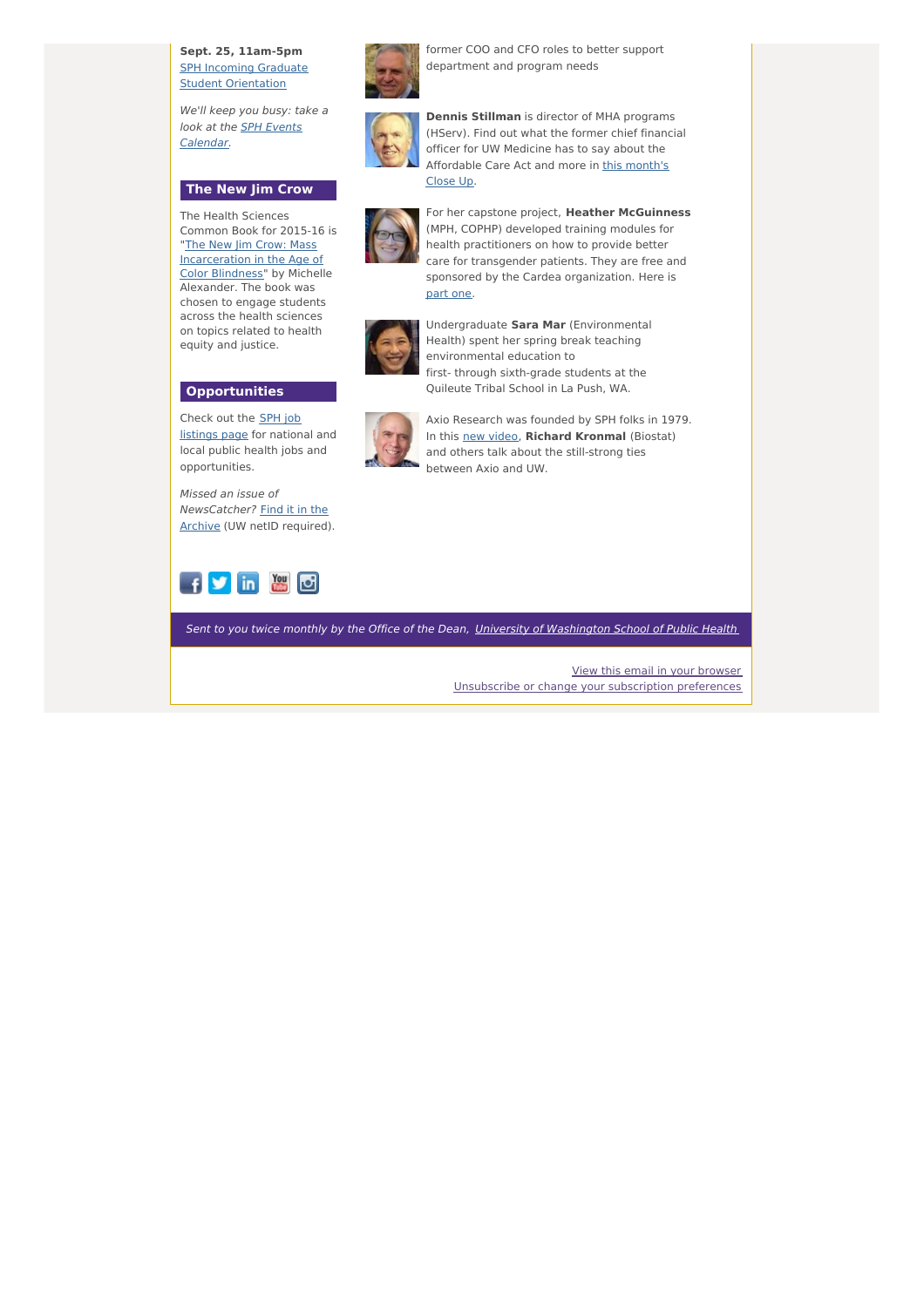**Sept. 25, 11am-5pm**
SPH Incoming Graduate Student Orientation

*We'll keep you busy: take a look at the SPH Events Calendar.*

## The New Jim Crow

The Health Sciences Common Book for 2015-16 is "The New Jim Crow: Mass Incarceration in the Age of Color Blindness" by Michelle Alexander. The book was chosen to engage students across the health sciences on topics related to health equity and justice.

## Opportunities

Check out the SPH job listings page for national and local public health jobs and opportunities.

*Missed an issue of NewsCatcher?* Find it in the Archive (UW netID required).

former COO and CFO roles to better support department and program needs

**Dennis Stillman** is director of MHA programs (HServ). Find out what the former chief financial officer for UW Medicine has to say about the Affordable Care Act and more in this month's Close Up.

For her capstone project, **Heather McGuinness** (MPH, COPHP) developed training modules for health practitioners on how to provide better care for transgender patients. They are free and sponsored by the Cardea organization. Here is part one.

Undergraduate **Sara Mar** (Environmental Health) spent her spring break teaching environmental education to first- through sixth-grade students at the Quileute Tribal School in La Push, WA.

Axio Research was founded by SPH folks in 1979. In this new video, **Richard Kronmal** (Biostat) and others talk about the still-strong ties between Axio and UW.

*Sent to you twice monthly by the Office of the Dean, University of Washington School of Public Health*

View this email in your browser
Unsubscribe or change your subscription preferences